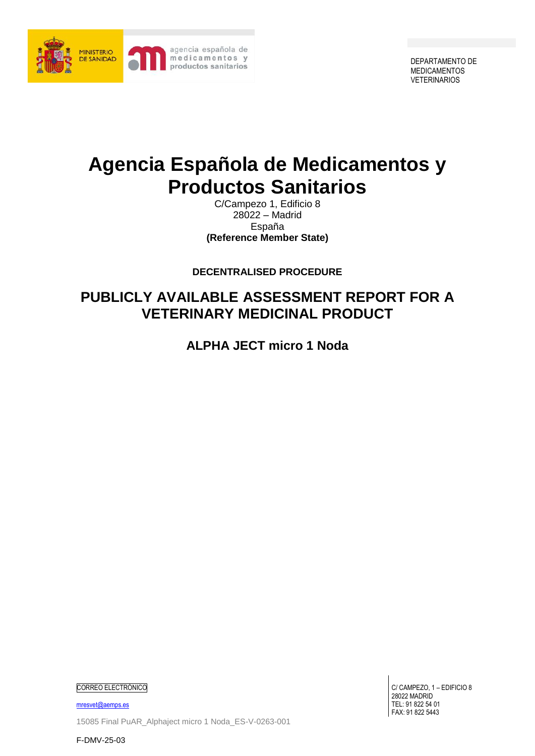MINISTERIO DE SANIDAD

agencia española de medicamentos y productos sanitarios

DEPARTAMENTO DE MEDICAMENTOS VETERINARIOS

# Agencia Española de Medicamentos y Productos Sanitarios

C/Campezo 1, Edificio 8
28022 – Madrid
España
**(Reference Member State)**

**DECENTRALISED PROCEDURE**

## PUBLICLY AVAILABLE ASSESSMENT REPORT FOR A VETERINARY MEDICINAL PRODUCT

### ALPHA JECT micro 1 Noda

CORREO ELECTRÓNICO

mresvet@aemps.es

15085 Final PuAR_Alphaject micro 1 Noda_ES-V-0263-001

F-DMV-25-03

C/ CAMPEZO, 1 – EDIFICIO 8
28022 MADRID
TEL: 91 822 54 01
FAX: 91 822 5443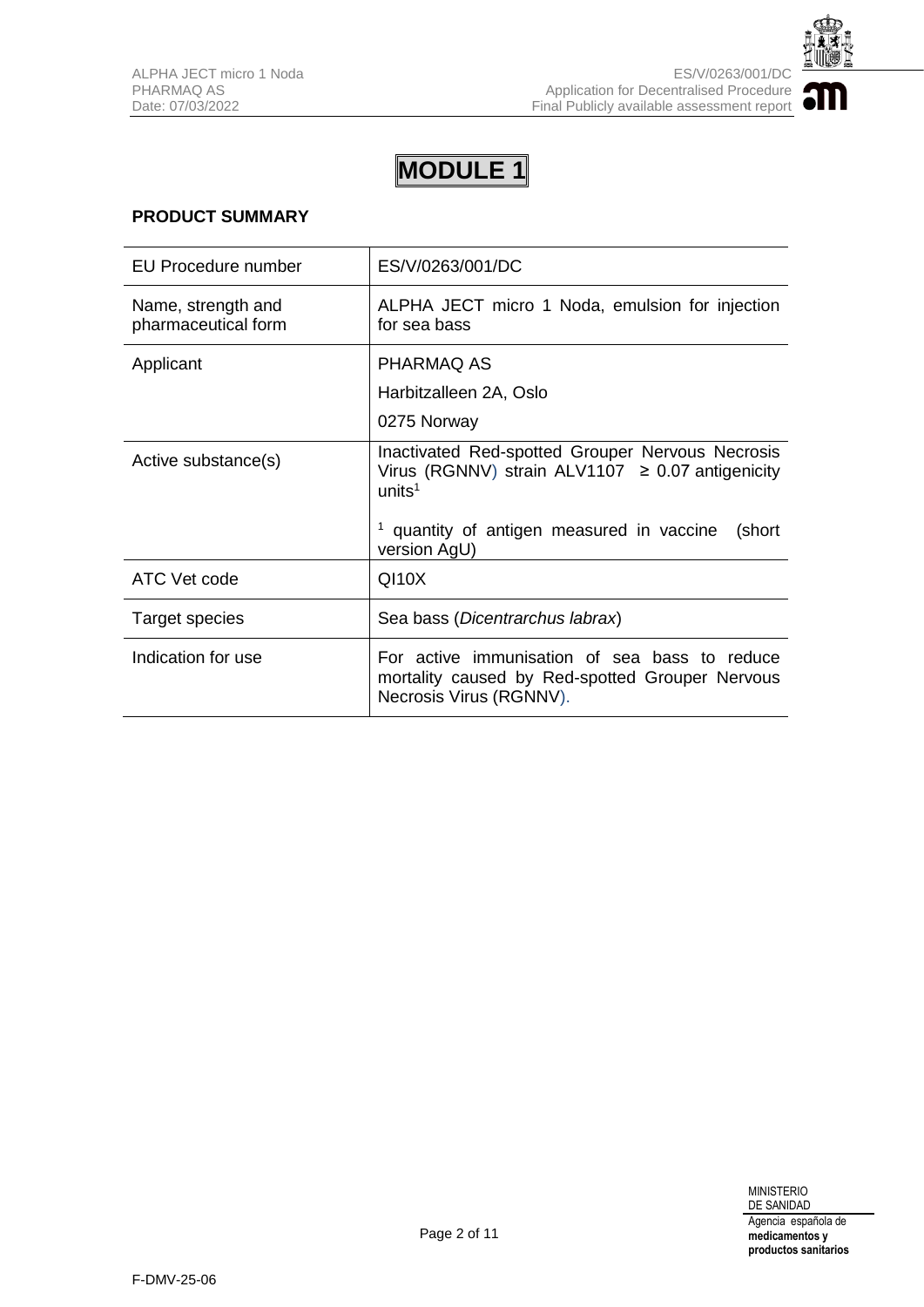# MODULE 1

**PRODUCT SUMMARY**

| EU Procedure number | ES/V/0263/001/DC |
|---|---|
| Name, strength and pharmaceutical form | ALPHA JECT micro 1 Noda, emulsion for injection for sea bass |
| Applicant | PHARMAQ AS<br>Harbitzalleen 2A, Oslo<br>0275 Norway |
| Active substance(s) | Inactivated Red-spotted Grouper Nervous Necrosis Virus (RGNNV) strain ALV1107 ≥ 0.07 antigenicity units[1]<br><br>[1] quantity of antigen measured in vaccine (short version AgU) |
| ATC Vet code | QI10X |
| Target species | Sea bass (*Dicentrarchus labrax*) |
| Indication for use | For active immunisation of sea bass to reduce mortality caused by Red-spotted Grouper Nervous Necrosis Virus (RGNNV). |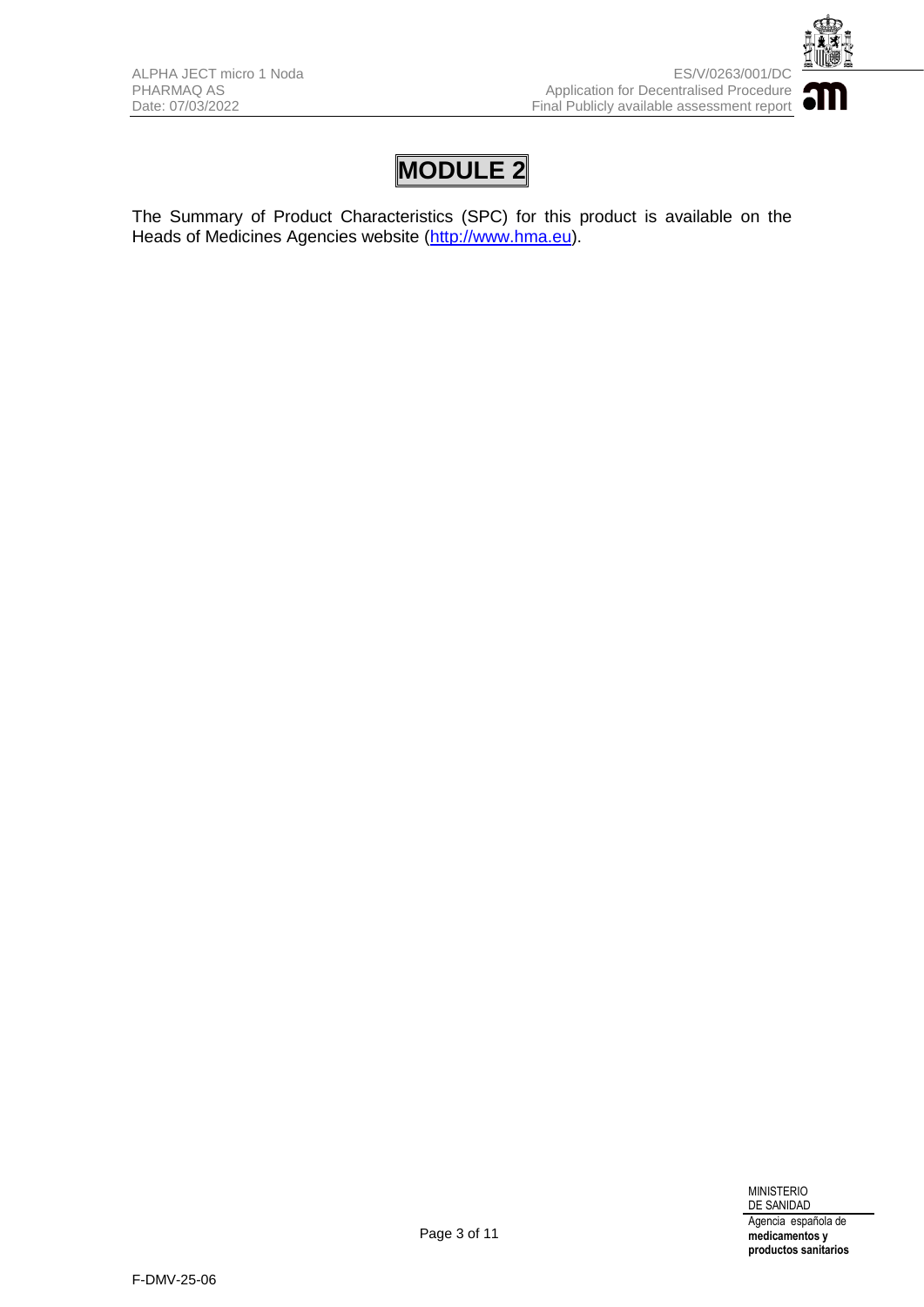# MODULE 2

The Summary of Product Characteristics (SPC) for this product is available on the Heads of Medicines Agencies website (http://www.hma.eu).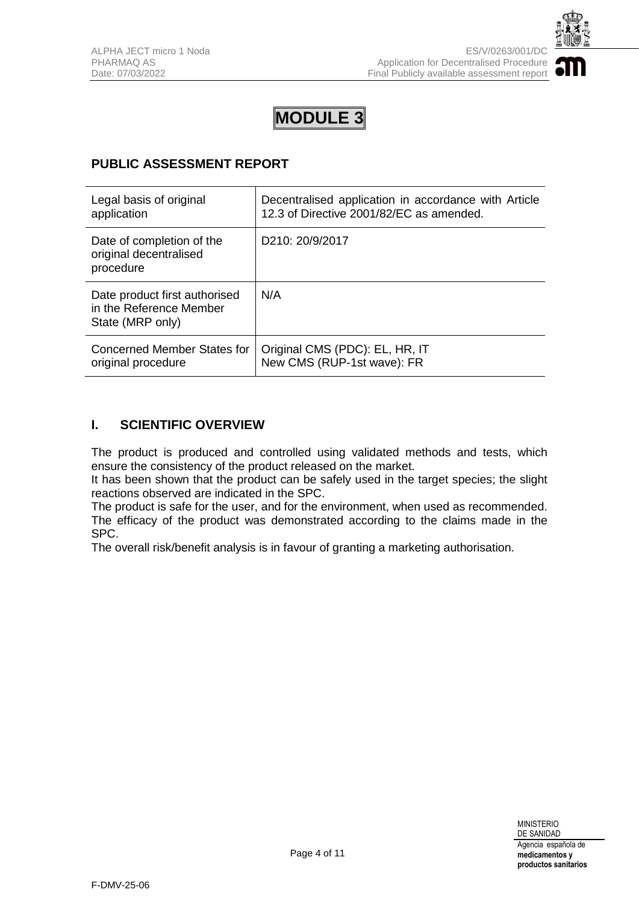# MODULE 3

## PUBLIC ASSESSMENT REPORT

| | |
|---|---|
| Legal basis of original application | Decentralised application in accordance with Article 12.3 of Directive 2001/82/EC as amended. |
| Date of completion of the original decentralised procedure | D210: 20/9/2017 |
| Date product first authorised in the Reference Member State (MRP only) | N/A |
| Concerned Member States for original procedure | Original CMS (PDC): EL, HR, IT<br>New CMS (RUP-1st wave): FR |

## I. SCIENTIFIC OVERVIEW

The product is produced and controlled using validated methods and tests, which ensure the consistency of the product released on the market.
It has been shown that the product can be safely used in the target species; the slight reactions observed are indicated in the SPC.
The product is safe for the user, and for the environment, when used as recommended.
The efficacy of the product was demonstrated according to the claims made in the SPC.
The overall risk/benefit analysis is in favour of granting a marketing authorisation.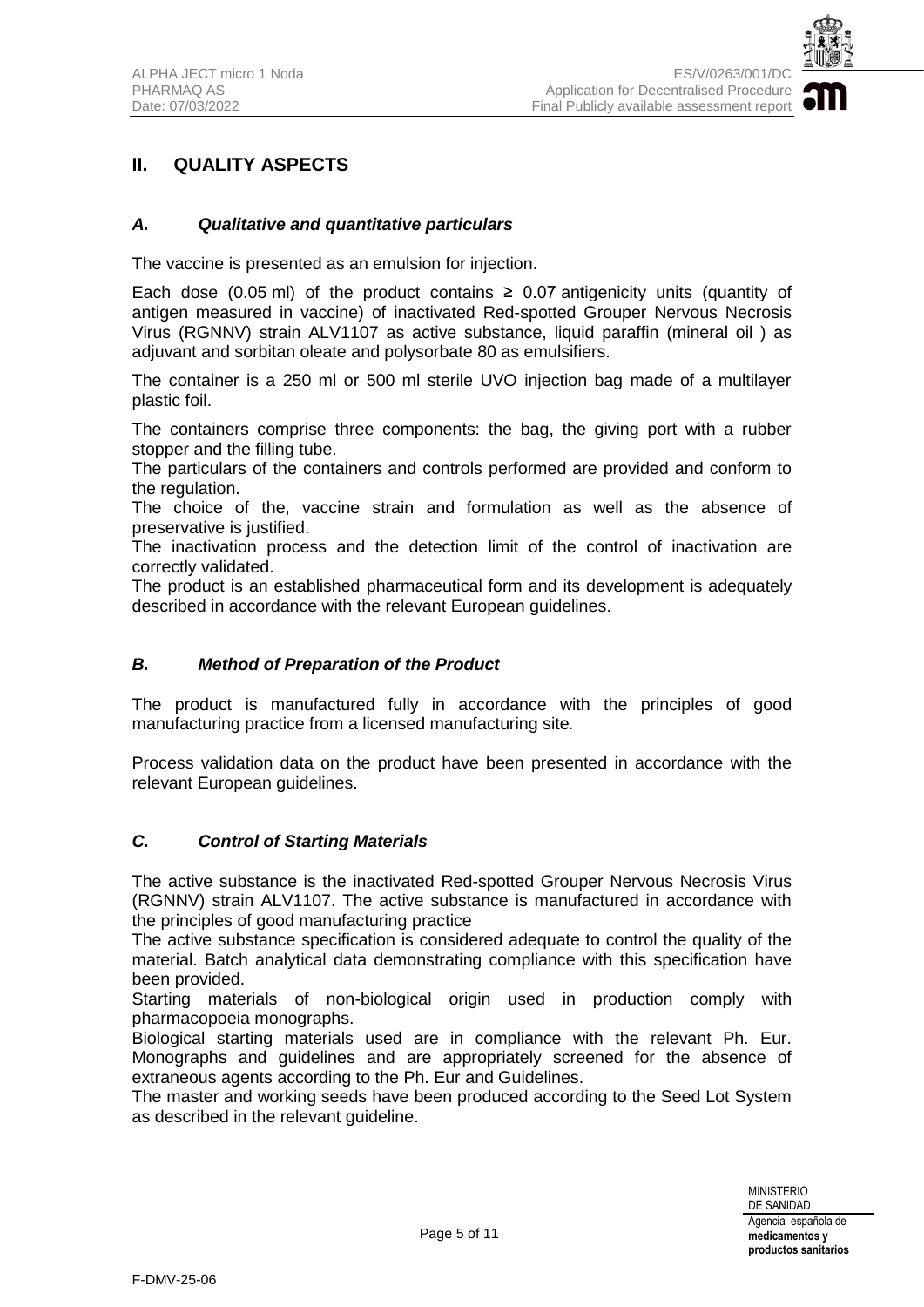## II. QUALITY ASPECTS

### *A. Qualitative and quantitative particulars*

The vaccine is presented as an emulsion for injection.

Each dose (0.05 ml) of the product contains ≥ 0.07 antigenicity units (quantity of antigen measured in vaccine) of inactivated Red-spotted Grouper Nervous Necrosis Virus (RGNNV) strain ALV1107 as active substance, liquid paraffin (mineral oil ) as adjuvant and sorbitan oleate and polysorbate 80 as emulsifiers.

The container is a 250 ml or 500 ml sterile UVO injection bag made of a multilayer plastic foil.

The containers comprise three components: the bag, the giving port with a rubber stopper and the filling tube.

The particulars of the containers and controls performed are provided and conform to the regulation.

The choice of the, vaccine strain and formulation as well as the absence of preservative is justified.

The inactivation process and the detection limit of the control of inactivation are correctly validated.

The product is an established pharmaceutical form and its development is adequately described in accordance with the relevant European guidelines.

### *B. Method of Preparation of the Product*

The product is manufactured fully in accordance with the principles of good manufacturing practice from a licensed manufacturing site.

Process validation data on the product have been presented in accordance with the relevant European guidelines.

### *C. Control of Starting Materials*

The active substance is the inactivated Red-spotted Grouper Nervous Necrosis Virus (RGNNV) strain ALV1107. The active substance is manufactured in accordance with the principles of good manufacturing practice

The active substance specification is considered adequate to control the quality of the material. Batch analytical data demonstrating compliance with this specification have been provided.

Starting materials of non-biological origin used in production comply with pharmacopoeia monographs.

Biological starting materials used are in compliance with the relevant Ph. Eur. Monographs and guidelines and are appropriately screened for the absence of extraneous agents according to the Ph. Eur and Guidelines.

The master and working seeds have been produced according to the Seed Lot System as described in the relevant guideline.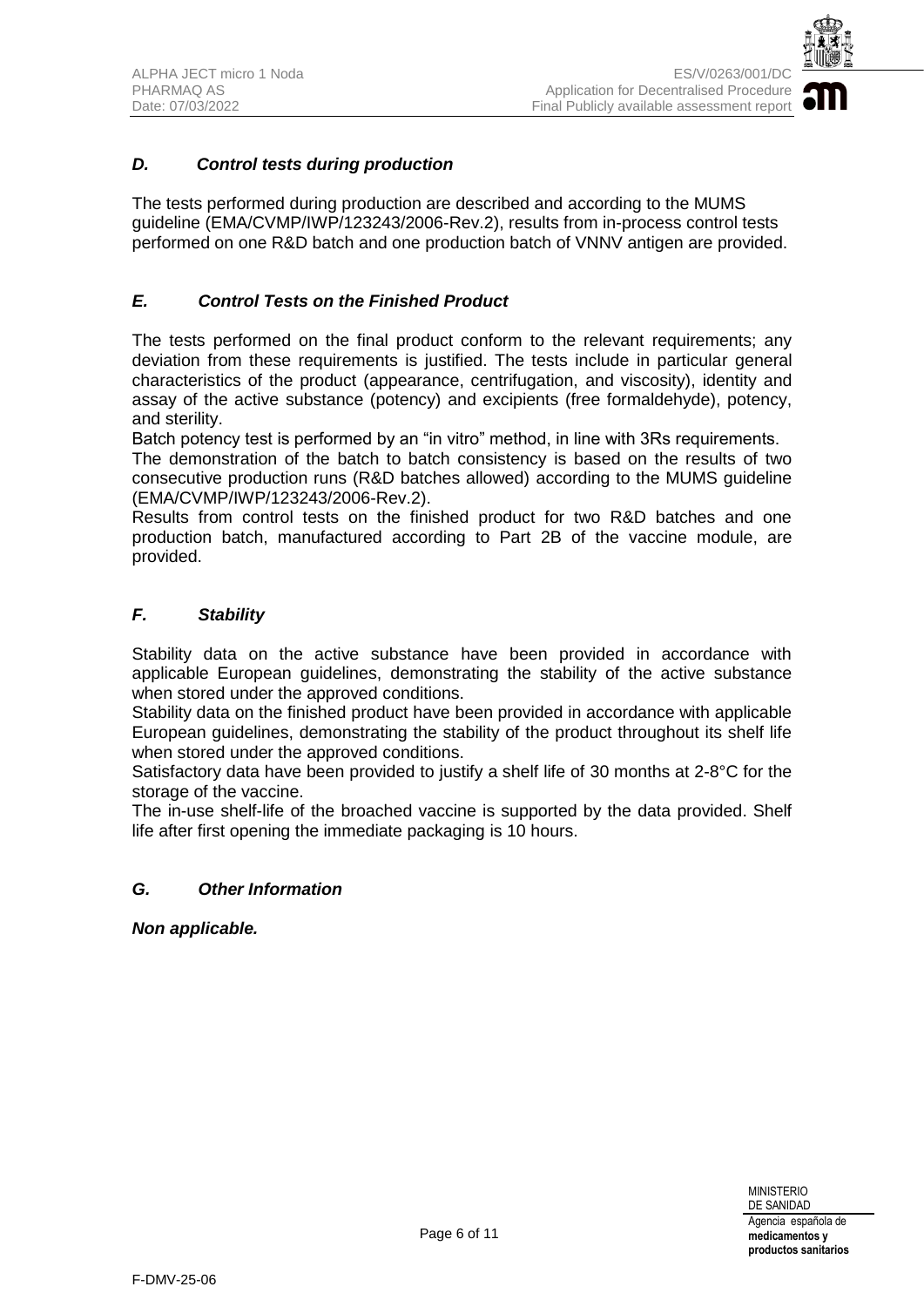### *D. Control tests during production*

The tests performed during production are described and according to the MUMS guideline (EMA/CVMP/IWP/123243/2006-Rev.2), results from in-process control tests performed on one R&D batch and one production batch of VNNV antigen are provided.

### *E. Control Tests on the Finished Product*

The tests performed on the final product conform to the relevant requirements; any deviation from these requirements is justified. The tests include in particular general characteristics of the product (appearance, centrifugation, and viscosity), identity and assay of the active substance (potency) and excipients (free formaldehyde), potency, and sterility.

Batch potency test is performed by an "in vitro" method, in line with 3Rs requirements.

The demonstration of the batch to batch consistency is based on the results of two consecutive production runs (R&D batches allowed) according to the MUMS guideline (EMA/CVMP/IWP/123243/2006-Rev.2).

Results from control tests on the finished product for two R&D batches and one production batch, manufactured according to Part 2B of the vaccine module, are provided.

### *F. Stability*

Stability data on the active substance have been provided in accordance with applicable European guidelines, demonstrating the stability of the active substance when stored under the approved conditions.

Stability data on the finished product have been provided in accordance with applicable European guidelines, demonstrating the stability of the product throughout its shelf life when stored under the approved conditions.

Satisfactory data have been provided to justify a shelf life of 30 months at 2-8°C for the storage of the vaccine.

The in-use shelf-life of the broached vaccine is supported by the data provided. Shelf life after first opening the immediate packaging is 10 hours.

### *G. Other Information*

***Non applicable.***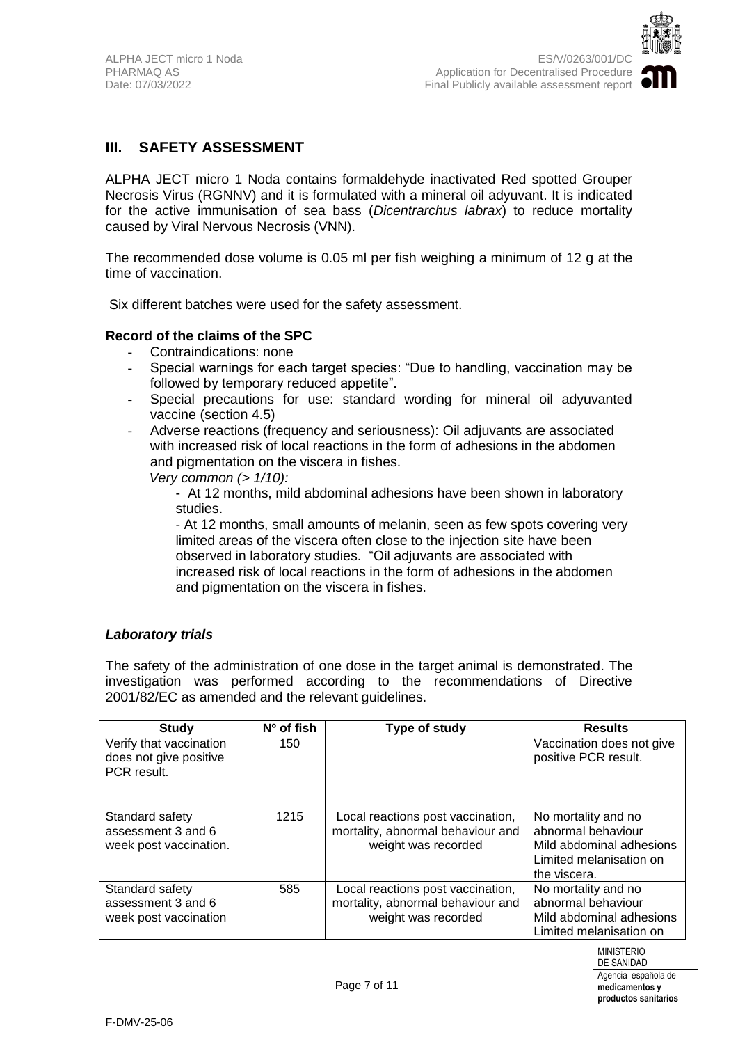## III. SAFETY ASSESSMENT

ALPHA JECT micro 1 Noda contains formaldehyde inactivated Red spotted Grouper Necrosis Virus (RGNNV) and it is formulated with a mineral oil adyuvant. It is indicated for the active immunisation of sea bass (*Dicentrarchus labrax*) to reduce mortality caused by Viral Nervous Necrosis (VNN).

The recommended dose volume is 0.05 ml per fish weighing a minimum of 12 g at the time of vaccination.

Six different batches were used for the safety assessment.

**Record of the claims of the SPC**

- Contraindications: none
- Special warnings for each target species: "Due to handling, vaccination may be followed by temporary reduced appetite".
- Special precautions for use: standard wording for mineral oil adyuvanted vaccine (section 4.5)
- Adverse reactions (frequency and seriousness): Oil adjuvants are associated with increased risk of local reactions in the form of adhesions in the abdomen and pigmentation on the viscera in fishes.

  *Very common (> 1/10):*

  - At 12 months, mild abdominal adhesions have been shown in laboratory studies.
  - At 12 months, small amounts of melanin, seen as few spots covering very limited areas of the viscera often close to the injection site have been observed in laboratory studies. "Oil adjuvants are associated with increased risk of local reactions in the form of adhesions in the abdomen and pigmentation on the viscera in fishes.

### *Laboratory trials*

The safety of the administration of one dose in the target animal is demonstrated. The investigation was performed according to the recommendations of Directive 2001/82/EC as amended and the relevant guidelines.

| Study | Nº of fish | Type of study | Results |
|---|---|---|---|
| Verify that vaccination does not give positive PCR result. | 150 | | Vaccination does not give positive PCR result. |
| Standard safety assessment 3 and 6 week post vaccination. | 1215 | Local reactions post vaccination, mortality, abnormal behaviour and weight was recorded | No mortality and no abnormal behaviour<br>Mild abdominal adhesions<br>Limited melanisation on the viscera. |
| Standard safety assessment 3 and 6 week post vaccination | 585 | Local reactions post vaccination, mortality, abnormal behaviour and weight was recorded | No mortality and no abnormal behaviour<br>Mild abdominal adhesions<br>Limited melanisation on |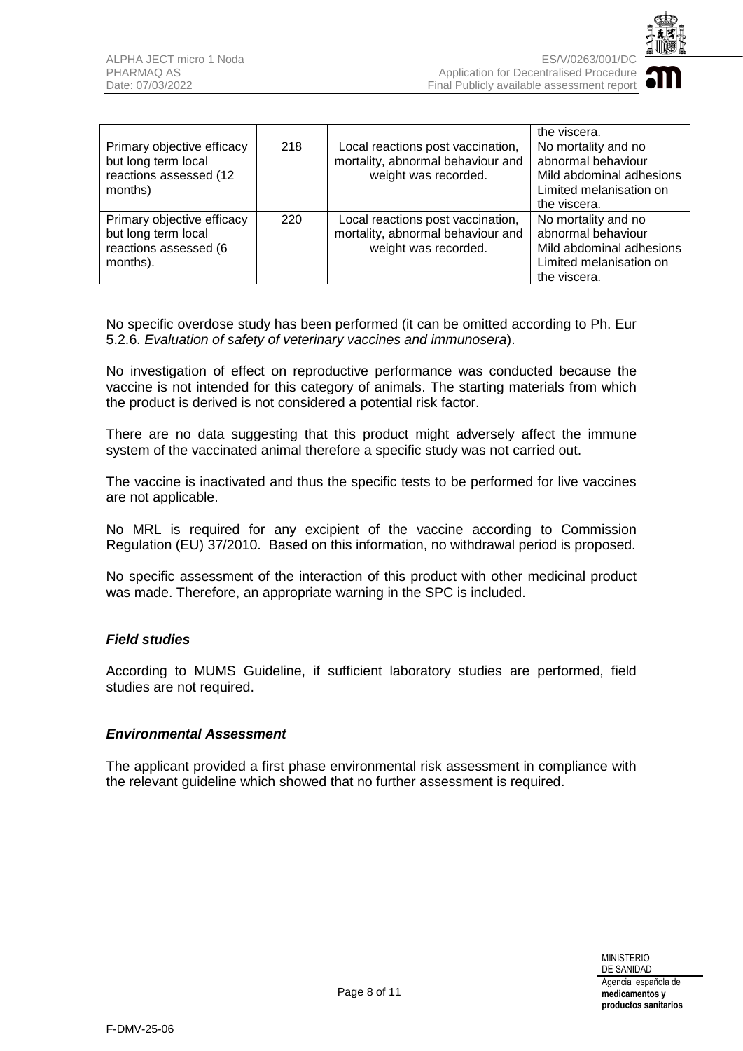| | | | |
|---|---|---|---|
| | | | the viscera. |
| Primary objective efficacy but long term local reactions assessed (12 months) | 218 | Local reactions post vaccination, mortality, abnormal behaviour and weight was recorded. | No mortality and no abnormal behaviour Mild abdominal adhesions Limited melanisation on the viscera. |
| Primary objective efficacy but long term local reactions assessed (6 months). | 220 | Local reactions post vaccination, mortality, abnormal behaviour and weight was recorded. | No mortality and no abnormal behaviour Mild abdominal adhesions Limited melanisation on the viscera. |

No specific overdose study has been performed (it can be omitted according to Ph. Eur 5.2.6. *Evaluation of safety of veterinary vaccines and immunosera*).

No investigation of effect on reproductive performance was conducted because the vaccine is not intended for this category of animals. The starting materials from which the product is derived is not considered a potential risk factor.

There are no data suggesting that this product might adversely affect the immune system of the vaccinated animal therefore a specific study was not carried out.

The vaccine is inactivated and thus the specific tests to be performed for live vaccines are not applicable.

No MRL is required for any excipient of the vaccine according to Commission Regulation (EU) 37/2010. Based on this information, no withdrawal period is proposed.

No specific assessment of the interaction of this product with other medicinal product was made. Therefore, an appropriate warning in the SPC is included.

***Field studies***

According to MUMS Guideline, if sufficient laboratory studies are performed, field studies are not required.

***Environmental Assessment***

The applicant provided a first phase environmental risk assessment in compliance with the relevant guideline which showed that no further assessment is required.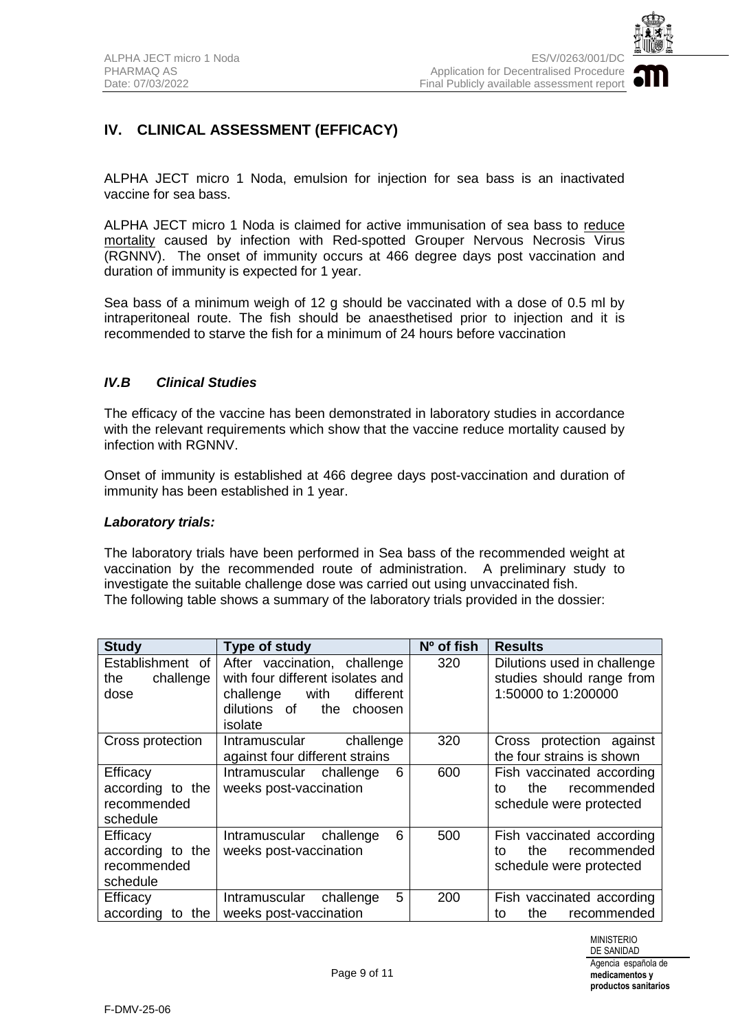## IV. CLINICAL ASSESSMENT (EFFICACY)

ALPHA JECT micro 1 Noda, emulsion for injection for sea bass is an inactivated vaccine for sea bass.

ALPHA JECT micro 1 Noda is claimed for active immunisation of sea bass to reduce mortality caused by infection with Red-spotted Grouper Nervous Necrosis Virus (RGNNV). The onset of immunity occurs at 466 degree days post vaccination and duration of immunity is expected for 1 year.

Sea bass of a minimum weigh of 12 g should be vaccinated with a dose of 0.5 ml by intraperitoneal route. The fish should be anaesthetised prior to injection and it is recommended to starve the fish for a minimum of 24 hours before vaccination

### *IV.B Clinical Studies*

The efficacy of the vaccine has been demonstrated in laboratory studies in accordance with the relevant requirements which show that the vaccine reduce mortality caused by infection with RGNNV.

Onset of immunity is established at 466 degree days post-vaccination and duration of immunity has been established in 1 year.

***Laboratory trials:***

The laboratory trials have been performed in Sea bass of the recommended weight at vaccination by the recommended route of administration. A preliminary study to investigate the suitable challenge dose was carried out using unvaccinated fish.
The following table shows a summary of the laboratory trials provided in the dossier:

| Study | Type of study | Nº of fish | Results |
|---|---|---|---|
| Establishment of the challenge dose | After vaccination, challenge with four different isolates and challenge with different dilutions of the choosen isolate | 320 | Dilutions used in challenge studies should range from 1:50000 to 1:200000 |
| Cross protection | Intramuscular challenge against four different strains | 320 | Cross protection against the four strains is shown |
| Efficacy according to the recommended schedule | Intramuscular challenge 6 weeks post-vaccination | 600 | Fish vaccinated according to the recommended schedule were protected |
| Efficacy according to the recommended schedule | Intramuscular challenge 6 weeks post-vaccination | 500 | Fish vaccinated according to the recommended schedule were protected |
| Efficacy according to the | Intramuscular challenge 5 weeks post-vaccination | 200 | Fish vaccinated according to the recommended |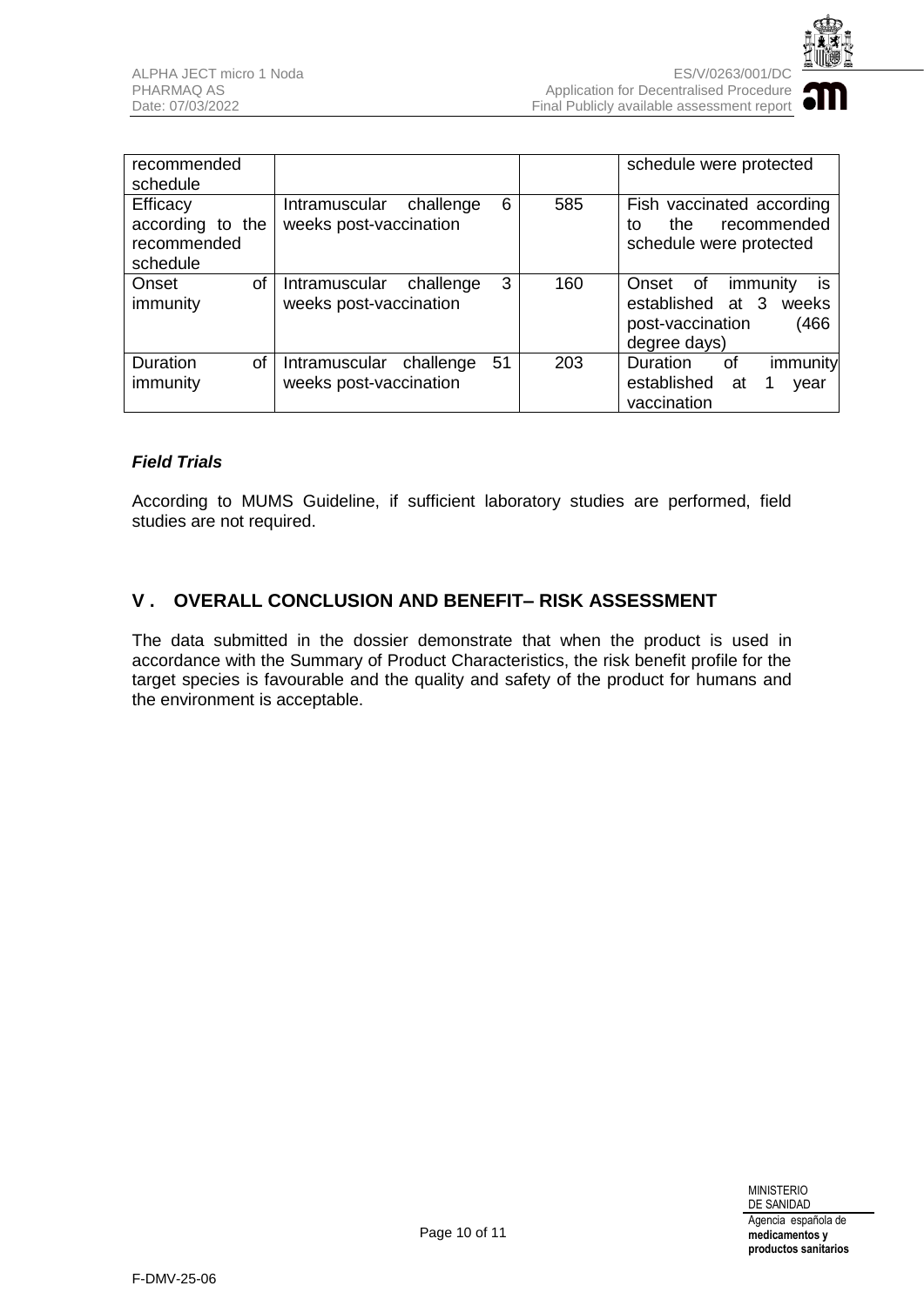| | | | |
|---|---|---|---|
| recommended schedule | | | schedule were protected |
| Efficacy according to the recommended schedule | Intramuscular challenge 6 weeks post-vaccination | 585 | Fish vaccinated according to the recommended schedule were protected |
| Onset of immunity | Intramuscular challenge 3 weeks post-vaccination | 160 | Onset of immunity is established at 3 weeks post-vaccination (466 degree days) |
| Duration of immunity | Intramuscular challenge 51 weeks post-vaccination | 203 | Duration of immunity established at 1 year vaccination |

***Field Trials***

According to MUMS Guideline, if sufficient laboratory studies are performed, field studies are not required.

## V . OVERALL CONCLUSION AND BENEFIT– RISK ASSESSMENT

The data submitted in the dossier demonstrate that when the product is used in accordance with the Summary of Product Characteristics, the risk benefit profile for the target species is favourable and the quality and safety of the product for humans and the environment is acceptable.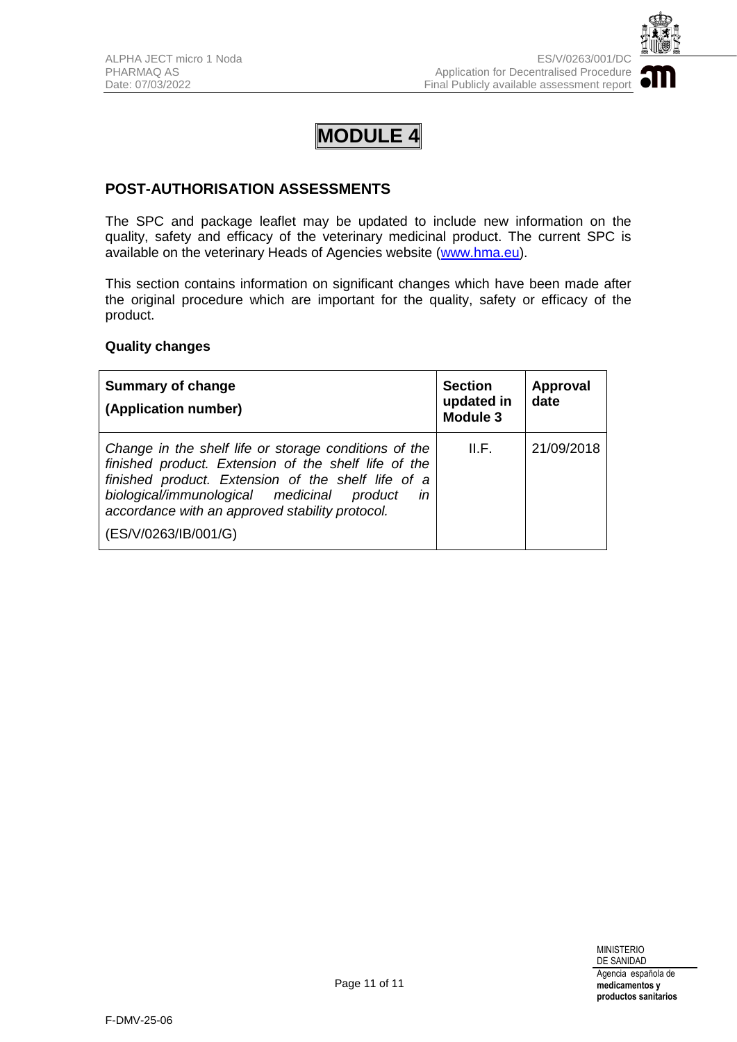# MODULE 4

## POST-AUTHORISATION ASSESSMENTS

The SPC and package leaflet may be updated to include new information on the quality, safety and efficacy of the veterinary medicinal product. The current SPC is available on the veterinary Heads of Agencies website (www.hma.eu).

This section contains information on significant changes which have been made after the original procedure which are important for the quality, safety or efficacy of the product.

**Quality changes**

| **Summary of change (Application number)** | **Section updated in Module 3** | **Approval date** |
|---|---|---|
| *Change in the shelf life or storage conditions of the finished product. Extension of the shelf life of the finished product. Extension of the shelf life of a biological/immunological medicinal product in accordance with an approved stability protocol.* (ES/V/0263/IB/001/G) | II.F. | 21/09/2018 |

F-DMV-25-06